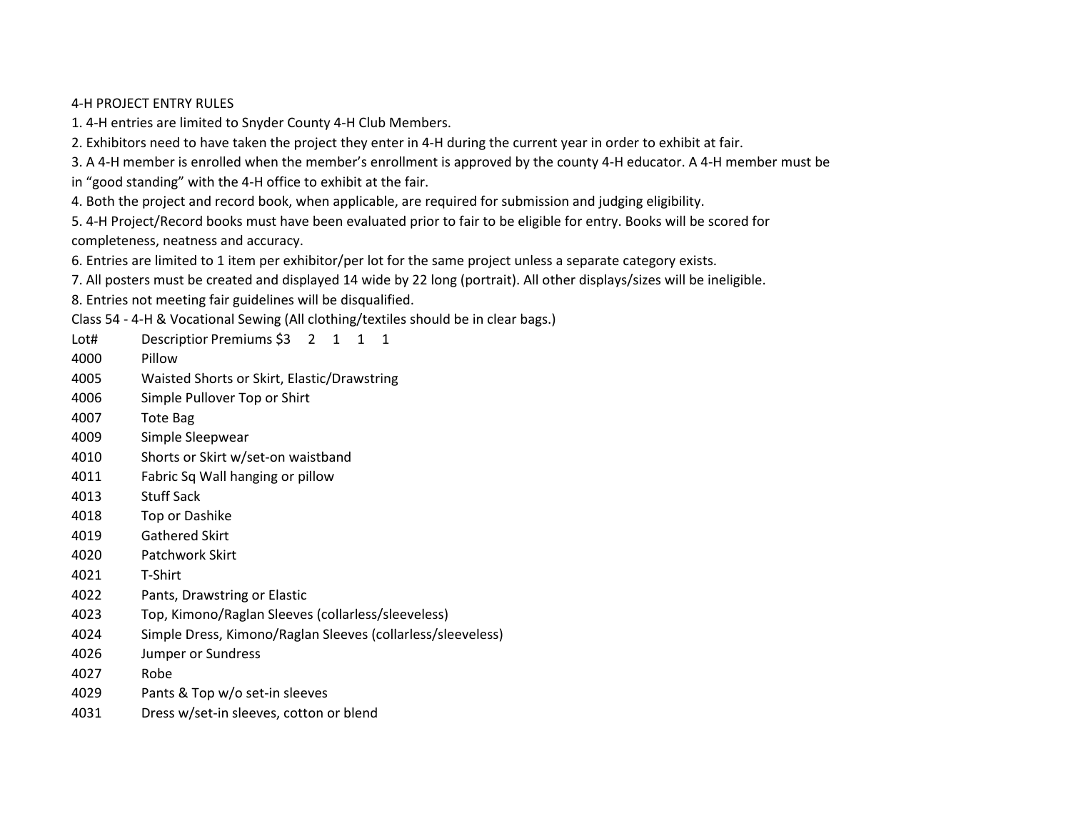## 4-H PROJECT ENTRY RULES

1. 4-H entries are limited to Snyder County 4-H Club Members.
2. Exhibitors need to have taken the project they enter in 4-H during the current year in order to exhibit at fair.
3. A 4-H member is enrolled when the member's enrollment is approved by the county 4-H educator. A 4-H member must be in "good standing" with the 4-H office to exhibit at the fair.
4. Both the project and record book, when applicable, are required for submission and judging eligibility.
5. 4-H Project/Record books must have been evaluated prior to fair to be eligible for entry. Books will be scored for completeness, neatness and accuracy.
6. Entries are limited to 1 item per exhibitor/per lot for the same project unless a separate category exists.
7. All posters must be created and displayed 14 wide by 22 long (portrait). All other displays/sizes will be ineligible.
8. Entries not meeting fair guidelines will be disqualified.

### Class 54 - 4-H & Vocational Sewing (All clothing/textiles should be in clear bags.)

| Lot# | Descriptior Premiums $3 2 1 1 1 |
|---|---|
| 4000 | Pillow |
| 4005 | Waisted Shorts or Skirt, Elastic/Drawstring |
| 4006 | Simple Pullover Top or Shirt |
| 4007 | Tote Bag |
| 4009 | Simple Sleepwear |
| 4010 | Shorts or Skirt w/set-on waistband |
| 4011 | Fabric Sq Wall hanging or pillow |
| 4013 | Stuff Sack |
| 4018 | Top or Dashike |
| 4019 | Gathered Skirt |
| 4020 | Patchwork Skirt |
| 4021 | T-Shirt |
| 4022 | Pants, Drawstring or Elastic |
| 4023 | Top, Kimono/Raglan Sleeves (collarless/sleeveless) |
| 4024 | Simple Dress, Kimono/Raglan Sleeves (collarless/sleeveless) |
| 4026 | Jumper or Sundress |
| 4027 | Robe |
| 4029 | Pants & Top w/o set-in sleeves |
| 4031 | Dress w/set-in sleeves, cotton or blend |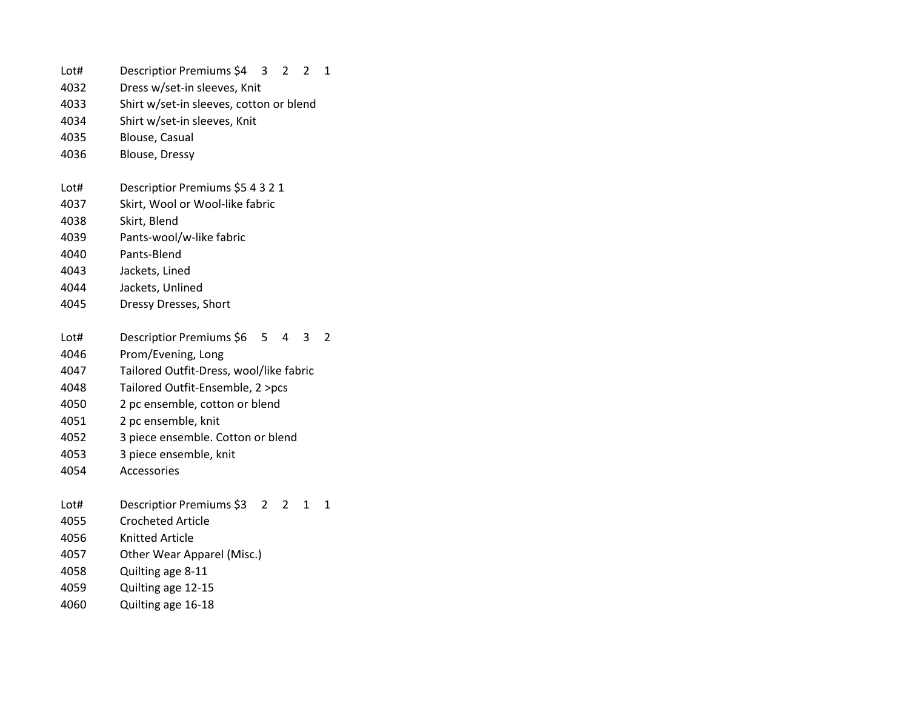| Lot# | Descriptior Premiums $4 3 2 2 1 |
|---|---|
| 4032 | Dress w/set-in sleeves, Knit |
| 4033 | Shirt w/set-in sleeves, cotton or blend |
| 4034 | Shirt w/set-in sleeves, Knit |
| 4035 | Blouse, Casual |
| 4036 | Blouse, Dressy |

| Lot# | Descriptior Premiums $5 4 3 2 1 |
|---|---|
| 4037 | Skirt, Wool or Wool-like fabric |
| 4038 | Skirt, Blend |
| 4039 | Pants-wool/w-like fabric |
| 4040 | Pants-Blend |
| 4043 | Jackets, Lined |
| 4044 | Jackets, Unlined |
| 4045 | Dressy Dresses, Short |

| Lot# | Descriptior Premiums $6 5 4 3 2 |
|---|---|
| 4046 | Prom/Evening, Long |
| 4047 | Tailored Outfit-Dress, wool/like fabric |
| 4048 | Tailored Outfit-Ensemble, 2 >pcs |
| 4050 | 2 pc ensemble, cotton or blend |
| 4051 | 2 pc ensemble, knit |
| 4052 | 3 piece ensemble. Cotton or blend |
| 4053 | 3 piece ensemble, knit |
| 4054 | Accessories |

| Lot# | Descriptior Premiums $3 2 2 1 1 |
|---|---|
| 4055 | Crocheted Article |
| 4056 | Knitted Article |
| 4057 | Other Wear Apparel (Misc.) |
| 4058 | Quilting age 8-11 |
| 4059 | Quilting age 12-15 |
| 4060 | Quilting age 16-18 |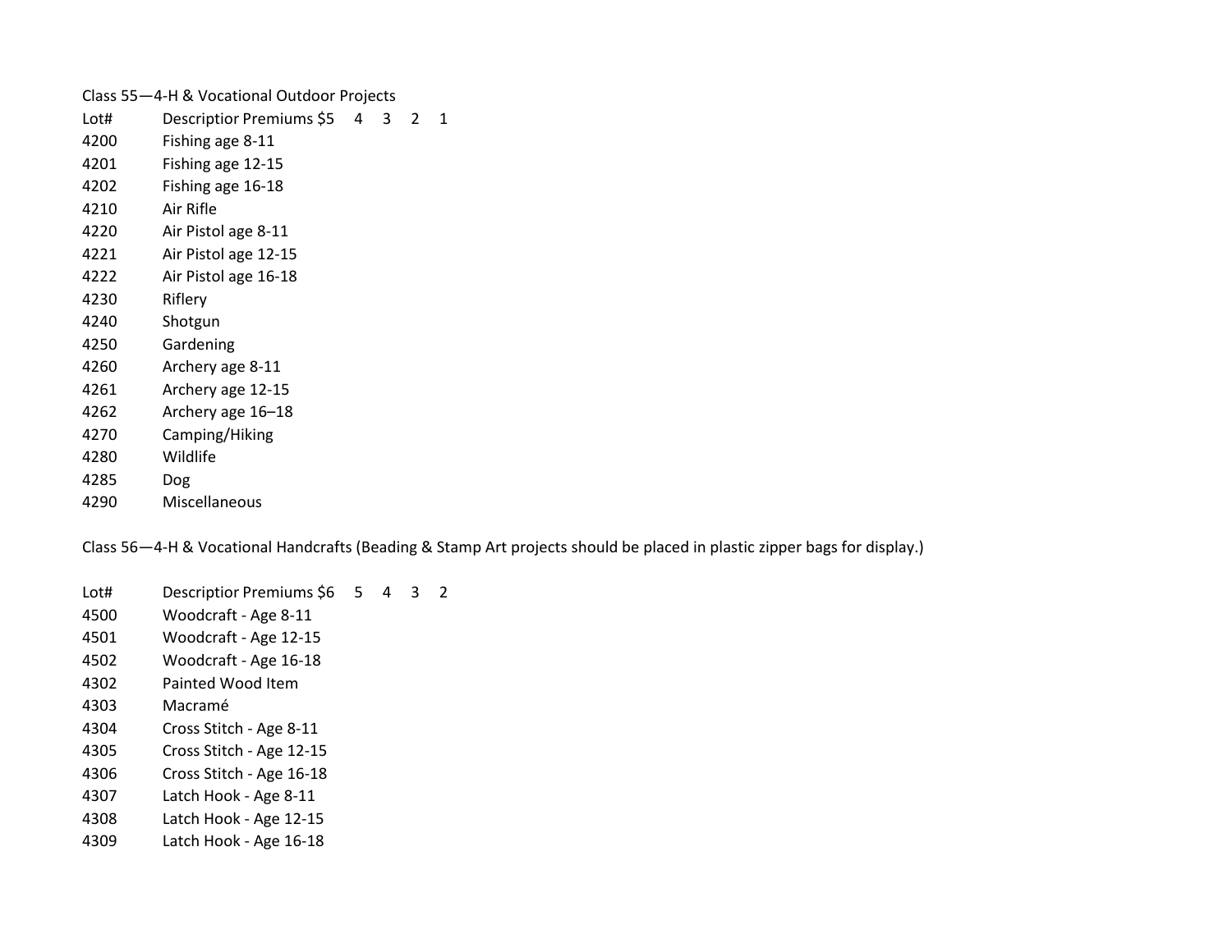Class 55—4-H & Vocational Outdoor Projects

| Lot# | Descriptior Premiums $5 | 4 | 3 | 2 | 1 |
|---|---|---|---|---|---|
| 4200 | Fishing age 8-11 | | | | |
| 4201 | Fishing age 12-15 | | | | |
| 4202 | Fishing age 16-18 | | | | |
| 4210 | Air Rifle | | | | |
| 4220 | Air Pistol age 8-11 | | | | |
| 4221 | Air Pistol age 12-15 | | | | |
| 4222 | Air Pistol age 16-18 | | | | |
| 4230 | Riflery | | | | |
| 4240 | Shotgun | | | | |
| 4250 | Gardening | | | | |
| 4260 | Archery age 8-11 | | | | |
| 4261 | Archery age 12-15 | | | | |
| 4262 | Archery age 16–18 | | | | |
| 4270 | Camping/Hiking | | | | |
| 4280 | Wildlife | | | | |
| 4285 | Dog | | | | |
| 4290 | Miscellaneous | | | | |

Class 56—4-H & Vocational Handcrafts (Beading & Stamp Art projects should be placed in plastic zipper bags for display.)

| Lot# | Descriptior Premiums $6 | 5 | 4 | 3 | 2 |
|---|---|---|---|---|---|
| 4500 | Woodcraft - Age 8-11 | | | | |
| 4501 | Woodcraft - Age 12-15 | | | | |
| 4502 | Woodcraft - Age 16-18 | | | | |
| 4302 | Painted Wood Item | | | | |
| 4303 | Macramé | | | | |
| 4304 | Cross Stitch - Age 8-11 | | | | |
| 4305 | Cross Stitch - Age 12-15 | | | | |
| 4306 | Cross Stitch - Age 16-18 | | | | |
| 4307 | Latch Hook - Age 8-11 | | | | |
| 4308 | Latch Hook - Age 12-15 | | | | |
| 4309 | Latch Hook - Age 16-18 | | | | |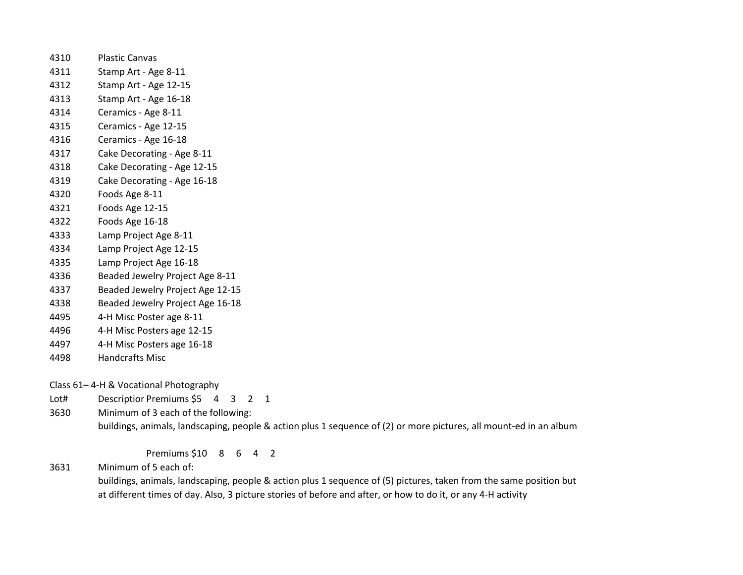| | |
|---|---|
| 4310 | Plastic Canvas |
| 4311 | Stamp Art - Age 8-11 |
| 4312 | Stamp Art - Age 12-15 |
| 4313 | Stamp Art - Age 16-18 |
| 4314 | Ceramics - Age 8-11 |
| 4315 | Ceramics - Age 12-15 |
| 4316 | Ceramics - Age 16-18 |
| 4317 | Cake Decorating - Age 8-11 |
| 4318 | Cake Decorating - Age 12-15 |
| 4319 | Cake Decorating - Age 16-18 |
| 4320 | Foods Age 8-11 |
| 4321 | Foods Age 12-15 |
| 4322 | Foods Age 16-18 |
| 4333 | Lamp Project Age 8-11 |
| 4334 | Lamp Project Age 12-15 |
| 4335 | Lamp Project Age 16-18 |
| 4336 | Beaded Jewelry Project Age 8-11 |
| 4337 | Beaded Jewelry Project Age 12-15 |
| 4338 | Beaded Jewelry Project Age 16-18 |
| 4495 | 4-H Misc Poster age 8-11 |
| 4496 | 4-H Misc Posters age 12-15 |
| 4497 | 4-H Misc Posters age 16-18 |
| 4498 | Handcrafts Misc |

Class 61– 4-H & Vocational Photography

Lot# Descriptior Premiums $5 4 3 2 1

3630 Minimum of 3 each of the following:
buildings, animals, landscaping, people & action plus 1 sequence of (2) or more pictures, all mount-ed in an album

Premiums $10 8 6 4 2

3631 Minimum of 5 each of:
buildings, animals, landscaping, people & action plus 1 sequence of (5) pictures, taken from the same position but at different times of day. Also, 3 picture stories of before and after, or how to do it, or any 4-H activity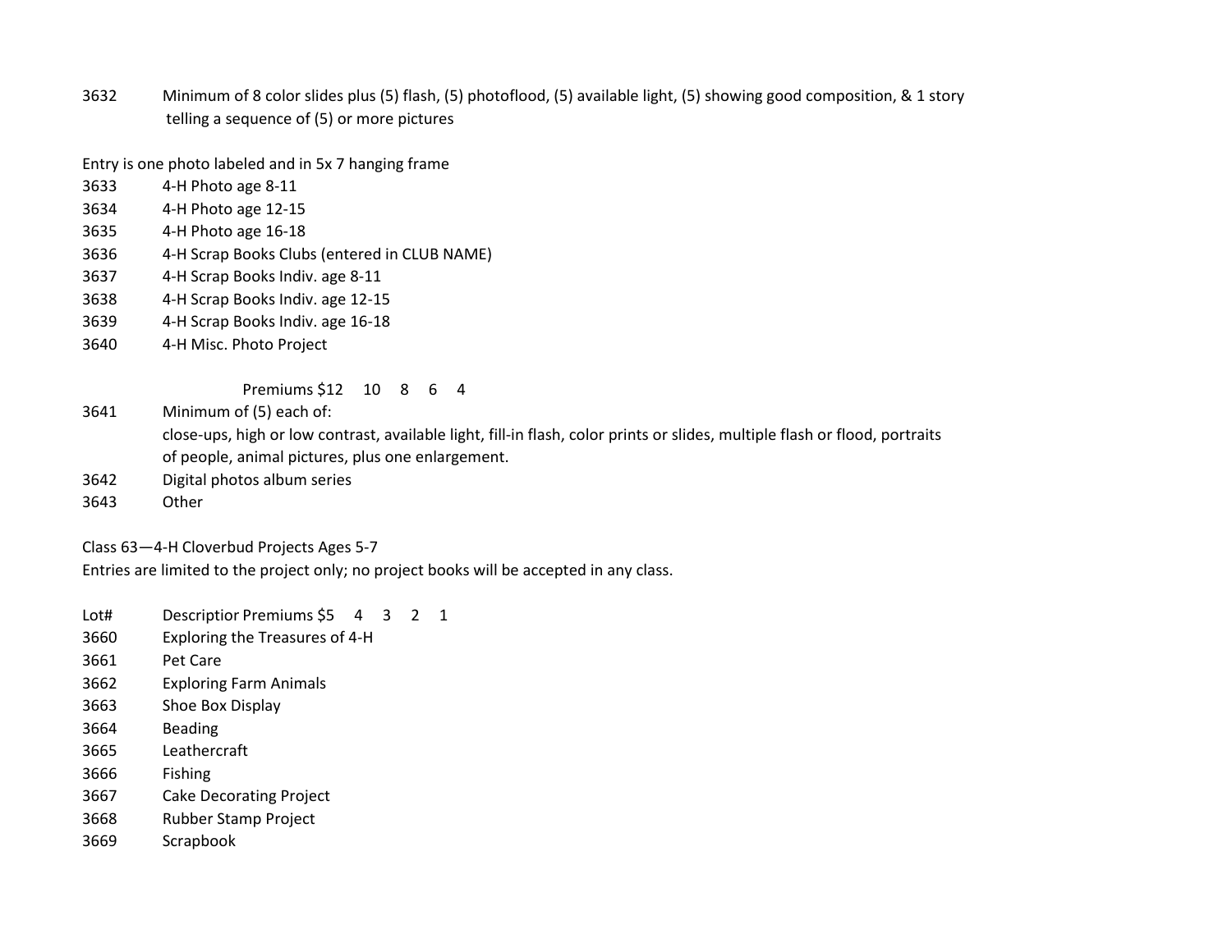3632 Minimum of 8 color slides plus (5) flash, (5) photoflood, (5) available light, (5) showing good composition, & 1 story telling a sequence of (5) or more pictures

Entry is one photo labeled and in 5x 7 hanging frame

3633 4-H Photo age 8-11
3634 4-H Photo age 12-15
3635 4-H Photo age 16-18
3636 4-H Scrap Books Clubs (entered in CLUB NAME)
3637 4-H Scrap Books Indiv. age 8-11
3638 4-H Scrap Books Indiv. age 12-15
3639 4-H Scrap Books Indiv. age 16-18
3640 4-H Misc. Photo Project

Premiums $12 10 8 6 4

3641 Minimum of (5) each of:
close-ups, high or low contrast, available light, fill-in flash, color prints or slides, multiple flash or flood, portraits of people, animal pictures, plus one enlargement.
3642 Digital photos album series
3643 Other

Class 63—4-H Cloverbud Projects Ages 5-7

Entries are limited to the project only; no project books will be accepted in any class.

Lot# Descriptior Premiums $5 4 3 2 1

3660 Exploring the Treasures of 4-H
3661 Pet Care
3662 Exploring Farm Animals
3663 Shoe Box Display
3664 Beading
3665 Leathercraft
3666 Fishing
3667 Cake Decorating Project
3668 Rubber Stamp Project
3669 Scrapbook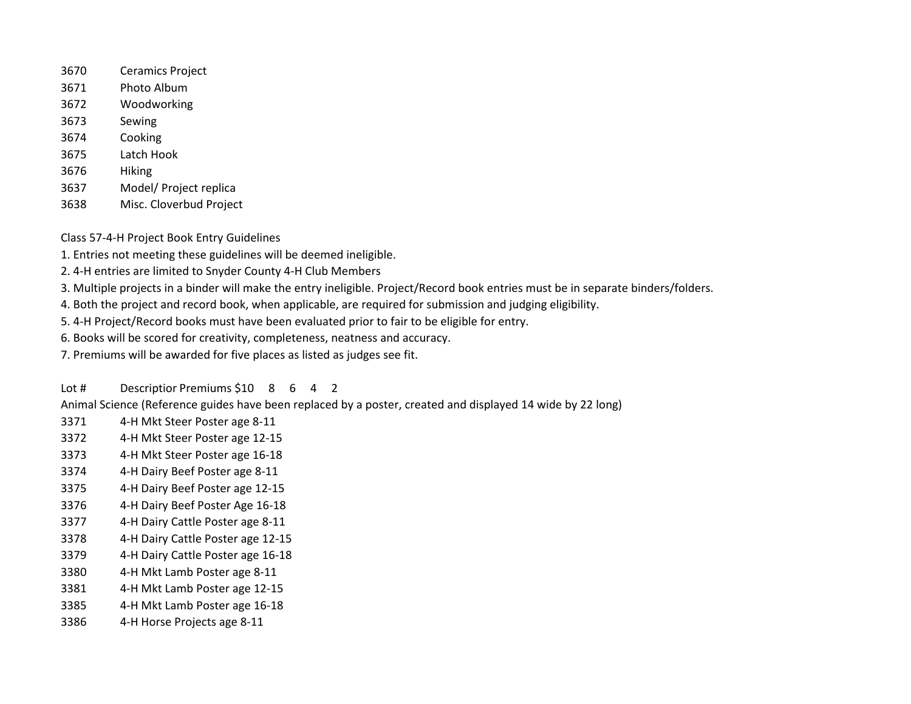3670 Ceramics Project
3671 Photo Album
3672 Woodworking
3673 Sewing
3674 Cooking
3675 Latch Hook
3676 Hiking
3637 Model/ Project replica
3638 Misc. Cloverbud Project

Class 57-4-H Project Book Entry Guidelines

1. Entries not meeting these guidelines will be deemed ineligible.
2. 4-H entries are limited to Snyder County 4-H Club Members
3. Multiple projects in a binder will make the entry ineligible. Project/Record book entries must be in separate binders/folders.
4. Both the project and record book, when applicable, are required for submission and judging eligibility.
5. 4-H Project/Record books must have been evaluated prior to fair to be eligible for entry.
6. Books will be scored for creativity, completeness, neatness and accuracy.
7. Premiums will be awarded for five places as listed as judges see fit.

Lot # Descriptior Premiums $10 8 6 4 2

Animal Science (Reference guides have been replaced by a poster, created and displayed 14 wide by 22 long)

3371 4-H Mkt Steer Poster age 8-11
3372 4-H Mkt Steer Poster age 12-15
3373 4-H Mkt Steer Poster age 16-18
3374 4-H Dairy Beef Poster age 8-11
3375 4-H Dairy Beef Poster age 12-15
3376 4-H Dairy Beef Poster Age 16-18
3377 4-H Dairy Cattle Poster age 8-11
3378 4-H Dairy Cattle Poster age 12-15
3379 4-H Dairy Cattle Poster age 16-18
3380 4-H Mkt Lamb Poster age 8-11
3381 4-H Mkt Lamb Poster age 12-15
3385 4-H Mkt Lamb Poster age 16-18
3386 4-H Horse Projects age 8-11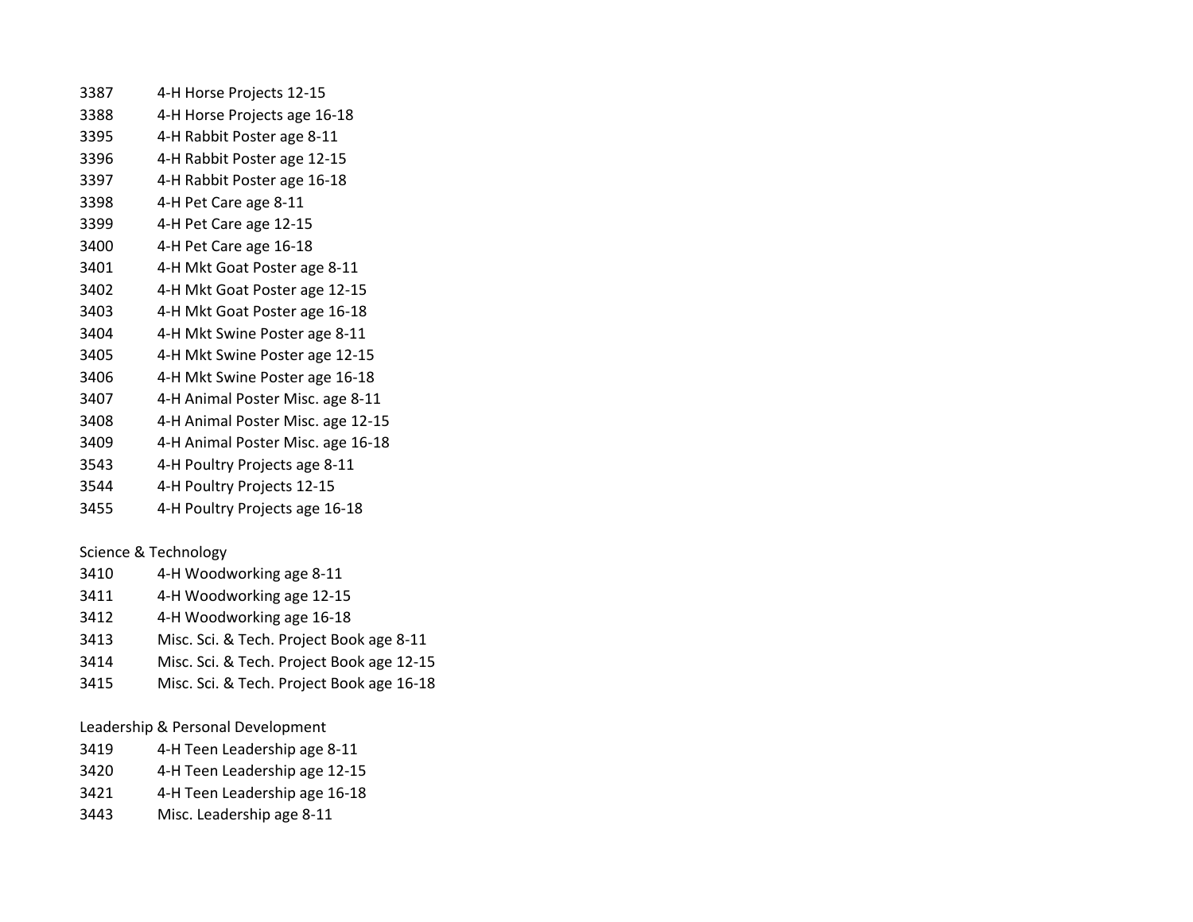3387 4-H Horse Projects 12-15
3388 4-H Horse Projects age 16-18
3395 4-H Rabbit Poster age 8-11
3396 4-H Rabbit Poster age 12-15
3397 4-H Rabbit Poster age 16-18
3398 4-H Pet Care age 8-11
3399 4-H Pet Care age 12-15
3400 4-H Pet Care age 16-18
3401 4-H Mkt Goat Poster age 8-11
3402 4-H Mkt Goat Poster age 12-15
3403 4-H Mkt Goat Poster age 16-18
3404 4-H Mkt Swine Poster age 8-11
3405 4-H Mkt Swine Poster age 12-15
3406 4-H Mkt Swine Poster age 16-18
3407 4-H Animal Poster Misc. age 8-11
3408 4-H Animal Poster Misc. age 12-15
3409 4-H Animal Poster Misc. age 16-18
3543 4-H Poultry Projects age 8-11
3544 4-H Poultry Projects 12-15
3455 4-H Poultry Projects age 16-18

Science & Technology

3410 4-H Woodworking age 8-11
3411 4-H Woodworking age 12-15
3412 4-H Woodworking age 16-18
3413 Misc. Sci. & Tech. Project Book age 8-11
3414 Misc. Sci. & Tech. Project Book age 12-15
3415 Misc. Sci. & Tech. Project Book age 16-18

Leadership & Personal Development

3419 4-H Teen Leadership age 8-11
3420 4-H Teen Leadership age 12-15
3421 4-H Teen Leadership age 16-18
3443 Misc. Leadership age 8-11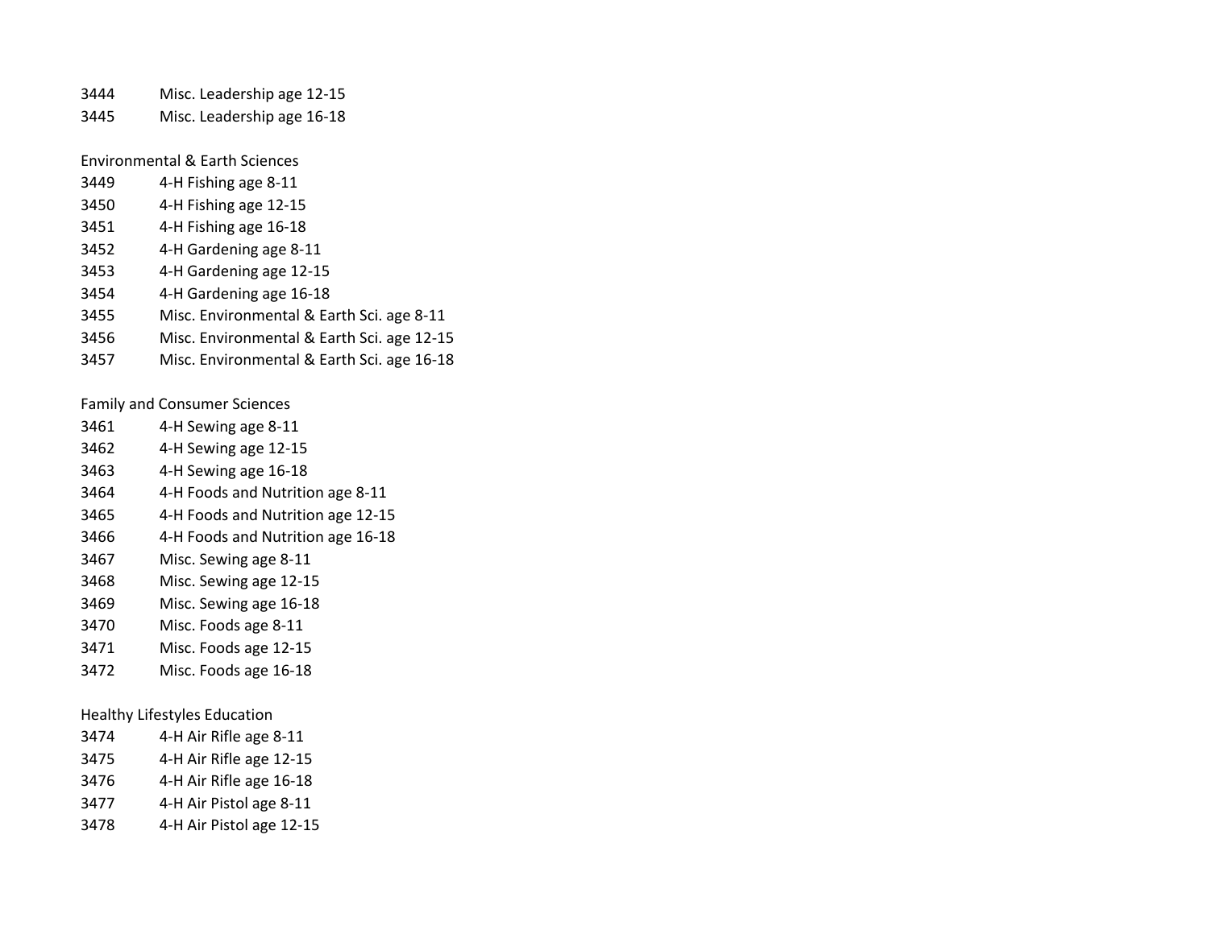3444 Misc. Leadership age 12-15
3445 Misc. Leadership age 16-18

Environmental & Earth Sciences

3449 4-H Fishing age 8-11
3450 4-H Fishing age 12-15
3451 4-H Fishing age 16-18
3452 4-H Gardening age 8-11
3453 4-H Gardening age 12-15
3454 4-H Gardening age 16-18
3455 Misc. Environmental & Earth Sci. age 8-11
3456 Misc. Environmental & Earth Sci. age 12-15
3457 Misc. Environmental & Earth Sci. age 16-18

Family and Consumer Sciences

3461 4-H Sewing age 8-11
3462 4-H Sewing age 12-15
3463 4-H Sewing age 16-18
3464 4-H Foods and Nutrition age 8-11
3465 4-H Foods and Nutrition age 12-15
3466 4-H Foods and Nutrition age 16-18
3467 Misc. Sewing age 8-11
3468 Misc. Sewing age 12-15
3469 Misc. Sewing age 16-18
3470 Misc. Foods age 8-11
3471 Misc. Foods age 12-15
3472 Misc. Foods age 16-18

Healthy Lifestyles Education

3474 4-H Air Rifle age 8-11
3475 4-H Air Rifle age 12-15
3476 4-H Air Rifle age 16-18
3477 4-H Air Pistol age 8-11
3478 4-H Air Pistol age 12-15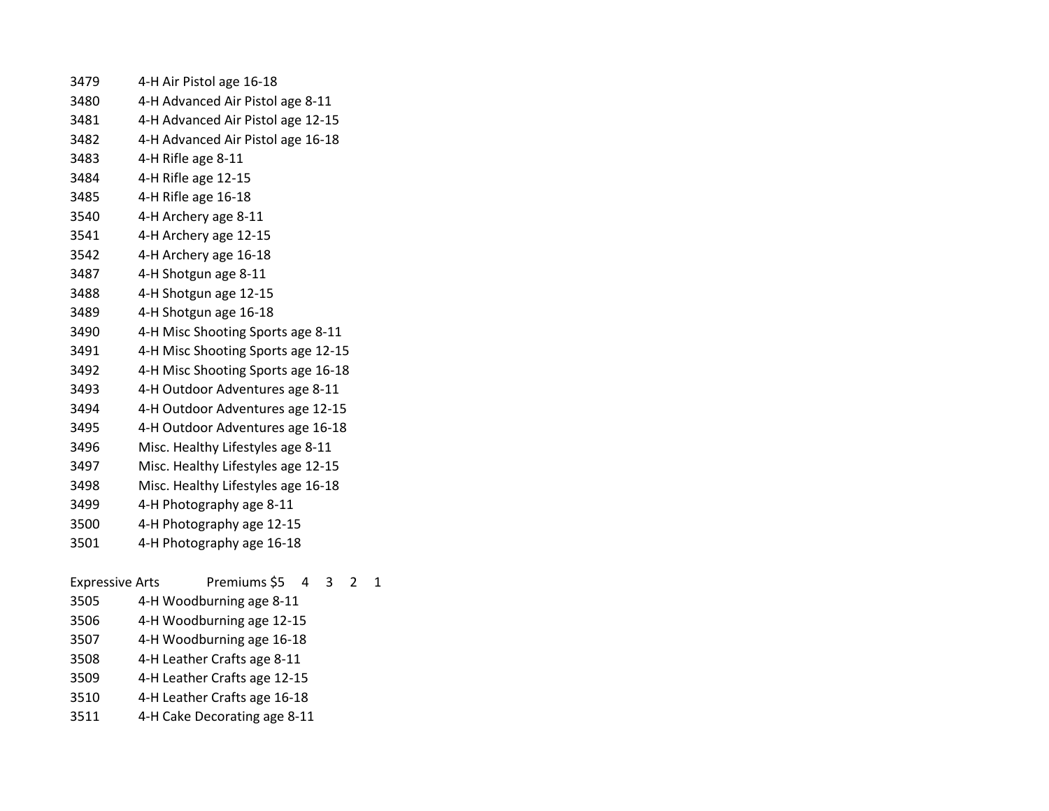3479 4-H Air Pistol age 16-18
3480 4-H Advanced Air Pistol age 8-11
3481 4-H Advanced Air Pistol age 12-15
3482 4-H Advanced Air Pistol age 16-18
3483 4-H Rifle age 8-11
3484 4-H Rifle age 12-15
3485 4-H Rifle age 16-18
3540 4-H Archery age 8-11
3541 4-H Archery age 12-15
3542 4-H Archery age 16-18
3487 4-H Shotgun age 8-11
3488 4-H Shotgun age 12-15
3489 4-H Shotgun age 16-18
3490 4-H Misc Shooting Sports age 8-11
3491 4-H Misc Shooting Sports age 12-15
3492 4-H Misc Shooting Sports age 16-18
3493 4-H Outdoor Adventures age 8-11
3494 4-H Outdoor Adventures age 12-15
3495 4-H Outdoor Adventures age 16-18
3496 Misc. Healthy Lifestyles age 8-11
3497 Misc. Healthy Lifestyles age 12-15
3498 Misc. Healthy Lifestyles age 16-18
3499 4-H Photography age 8-11
3500 4-H Photography age 12-15
3501 4-H Photography age 16-18

Expressive Arts Premiums $5 4 3 2 1

3505 4-H Woodburning age 8-11
3506 4-H Woodburning age 12-15
3507 4-H Woodburning age 16-18
3508 4-H Leather Crafts age 8-11
3509 4-H Leather Crafts age 12-15
3510 4-H Leather Crafts age 16-18
3511 4-H Cake Decorating age 8-11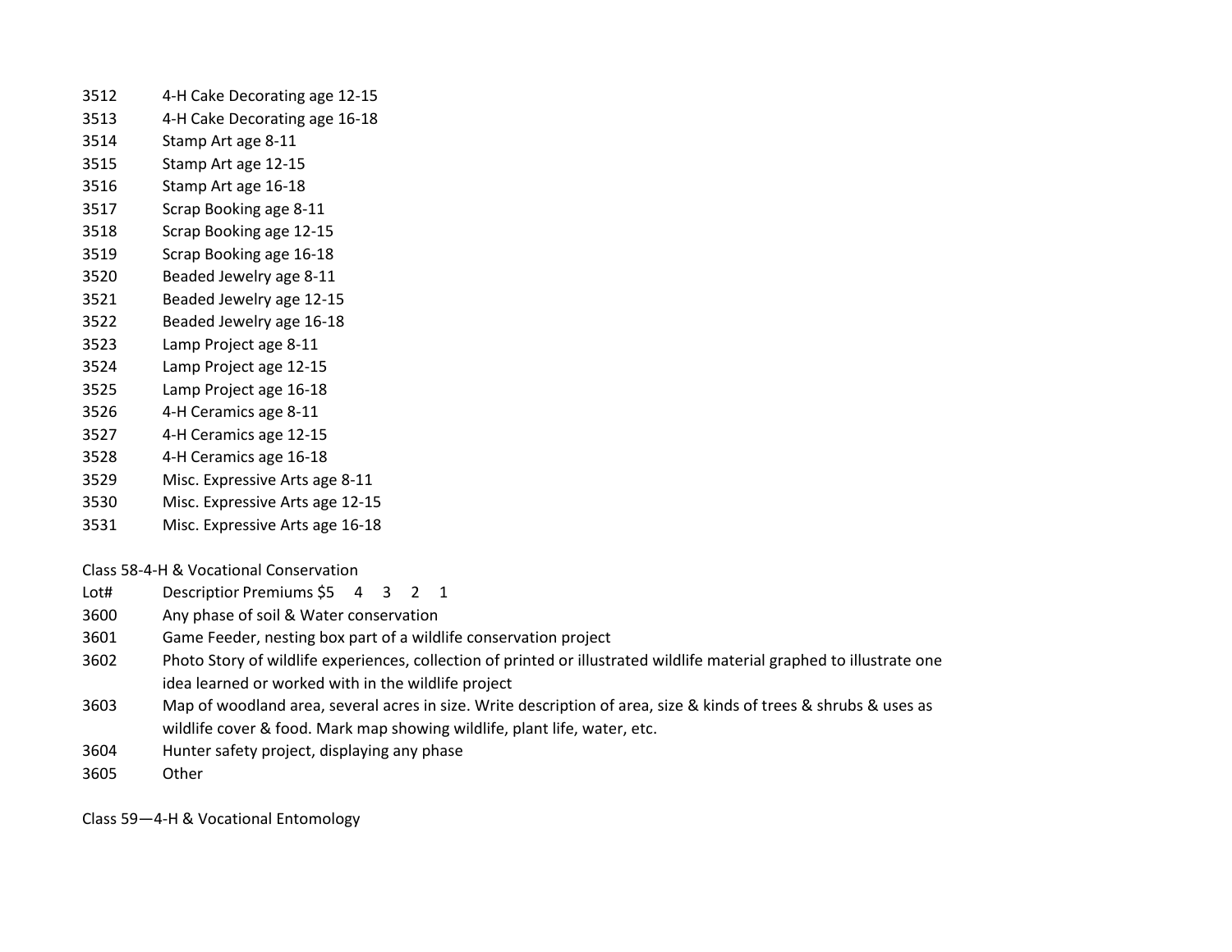3512 4-H Cake Decorating age 12-15
3513 4-H Cake Decorating age 16-18
3514 Stamp Art age 8-11
3515 Stamp Art age 12-15
3516 Stamp Art age 16-18
3517 Scrap Booking age 8-11
3518 Scrap Booking age 12-15
3519 Scrap Booking age 16-18
3520 Beaded Jewelry age 8-11
3521 Beaded Jewelry age 12-15
3522 Beaded Jewelry age 16-18
3523 Lamp Project age 8-11
3524 Lamp Project age 12-15
3525 Lamp Project age 16-18
3526 4-H Ceramics age 8-11
3527 4-H Ceramics age 12-15
3528 4-H Ceramics age 16-18
3529 Misc. Expressive Arts age 8-11
3530 Misc. Expressive Arts age 12-15
3531 Misc. Expressive Arts age 16-18

Class 58-4-H & Vocational Conservation

| Lot# | Descriptior Premiums $5 4 3 2 1 |
|---|---|
| 3600 | Any phase of soil & Water conservation |
| 3601 | Game Feeder, nesting box part of a wildlife conservation project |
| 3602 | Photo Story of wildlife experiences, collection of printed or illustrated wildlife material graphed to illustrate one idea learned or worked with in the wildlife project |
| 3603 | Map of woodland area, several acres in size. Write description of area, size & kinds of trees & shrubs & uses as wildlife cover & food. Mark map showing wildlife, plant life, water, etc. |
| 3604 | Hunter safety project, displaying any phase |
| 3605 | Other |

Class 59—4-H & Vocational Entomology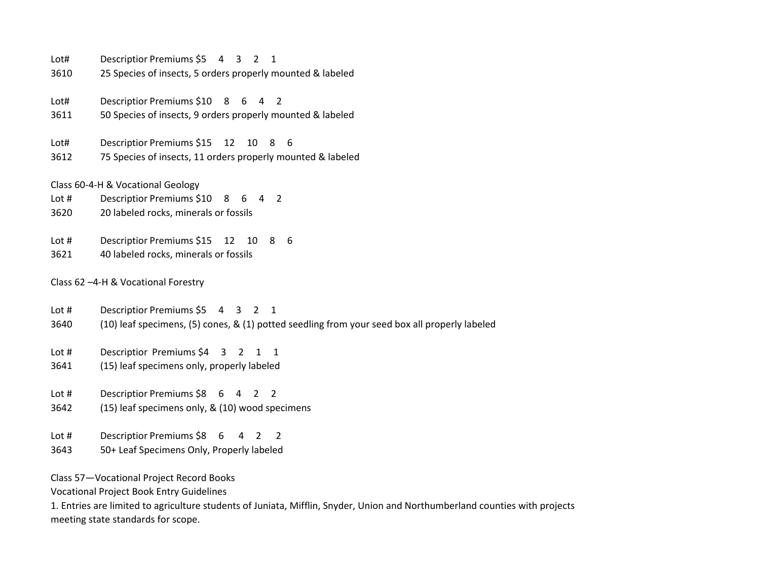Lot# Descriptior Premiums $5 4 3 2 1
3610 25 Species of insects, 5 orders properly mounted & labeled

Lot# Descriptior Premiums $10 8 6 4 2
3611 50 Species of insects, 9 orders properly mounted & labeled

Lot# Descriptior Premiums $15 12 10 8 6
3612 75 Species of insects, 11 orders properly mounted & labeled

Class 60-4-H & Vocational Geology

Lot # Descriptior Premiums $10 8 6 4 2
3620 20 labeled rocks, minerals or fossils

Lot # Descriptior Premiums $15 12 10 8 6
3621 40 labeled rocks, minerals or fossils

Class 62 –4-H & Vocational Forestry

Lot # Descriptior Premiums $5 4 3 2 1
3640 (10) leaf specimens, (5) cones, & (1) potted seedling from your seed box all properly labeled

Lot # Descriptior Premiums $4 3 2 1 1
3641 (15) leaf specimens only, properly labeled

Lot # Descriptior Premiums $8 6 4 2 2
3642 (15) leaf specimens only, & (10) wood specimens

Lot # Descriptior Premiums $8 6 4 2 2
3643 50+ Leaf Specimens Only, Properly labeled

Class 57—Vocational Project Record Books

Vocational Project Book Entry Guidelines

1. Entries are limited to agriculture students of Juniata, Mifflin, Snyder, Union and Northumberland counties with projects meeting state standards for scope.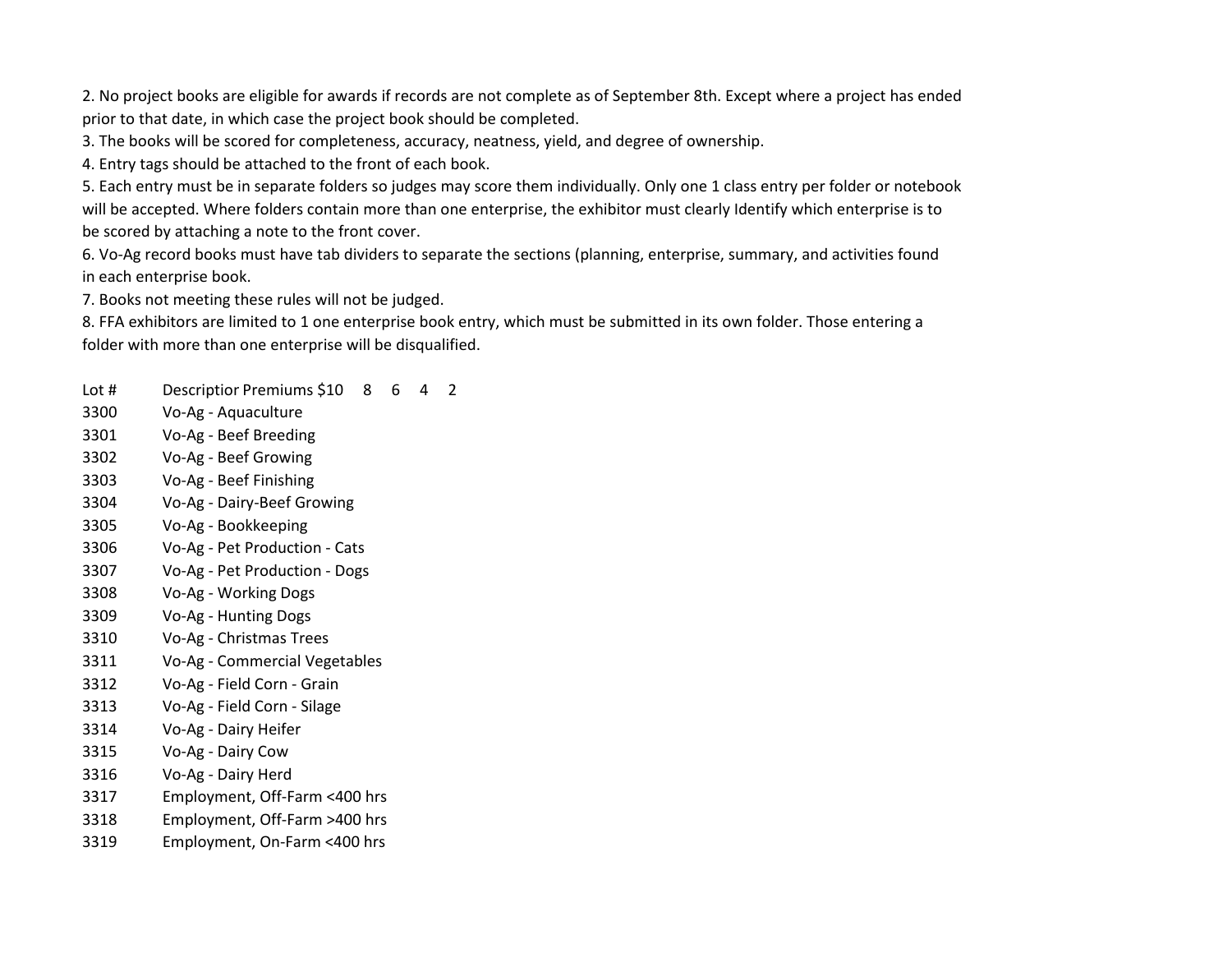2. No project books are eligible for awards if records are not complete as of September 8th. Except where a project has ended prior to that date, in which case the project book should be completed.
3. The books will be scored for completeness, accuracy, neatness, yield, and degree of ownership.
4. Entry tags should be attached to the front of each book.
5. Each entry must be in separate folders so judges may score them individually. Only one 1 class entry per folder or notebook will be accepted. Where folders contain more than one enterprise, the exhibitor must clearly Identify which enterprise is to be scored by attaching a note to the front cover.
6. Vo-Ag record books must have tab dividers to separate the sections (planning, enterprise, summary, and activities found in each enterprise book.
7. Books not meeting these rules will not be judged.
8. FFA exhibitors are limited to 1 one enterprise book entry, which must be submitted in its own folder. Those entering a folder with more than one enterprise will be disqualified.

| Lot # | Descriptior Premiums $10 | 8 | 6 | 4 | 2 |
|---|---|---|---|---|---|
| 3300 | Vo-Ag - Aquaculture | | | | |
| 3301 | Vo-Ag - Beef Breeding | | | | |
| 3302 | Vo-Ag - Beef Growing | | | | |
| 3303 | Vo-Ag - Beef Finishing | | | | |
| 3304 | Vo-Ag - Dairy-Beef Growing | | | | |
| 3305 | Vo-Ag - Bookkeeping | | | | |
| 3306 | Vo-Ag - Pet Production - Cats | | | | |
| 3307 | Vo-Ag - Pet Production - Dogs | | | | |
| 3308 | Vo-Ag - Working Dogs | | | | |
| 3309 | Vo-Ag - Hunting Dogs | | | | |
| 3310 | Vo-Ag - Christmas Trees | | | | |
| 3311 | Vo-Ag - Commercial Vegetables | | | | |
| 3312 | Vo-Ag - Field Corn - Grain | | | | |
| 3313 | Vo-Ag - Field Corn - Silage | | | | |
| 3314 | Vo-Ag - Dairy Heifer | | | | |
| 3315 | Vo-Ag - Dairy Cow | | | | |
| 3316 | Vo-Ag - Dairy Herd | | | | |
| 3317 | Employment, Off-Farm <400 hrs | | | | |
| 3318 | Employment, Off-Farm >400 hrs | | | | |
| 3319 | Employment, On-Farm <400 hrs | | | | |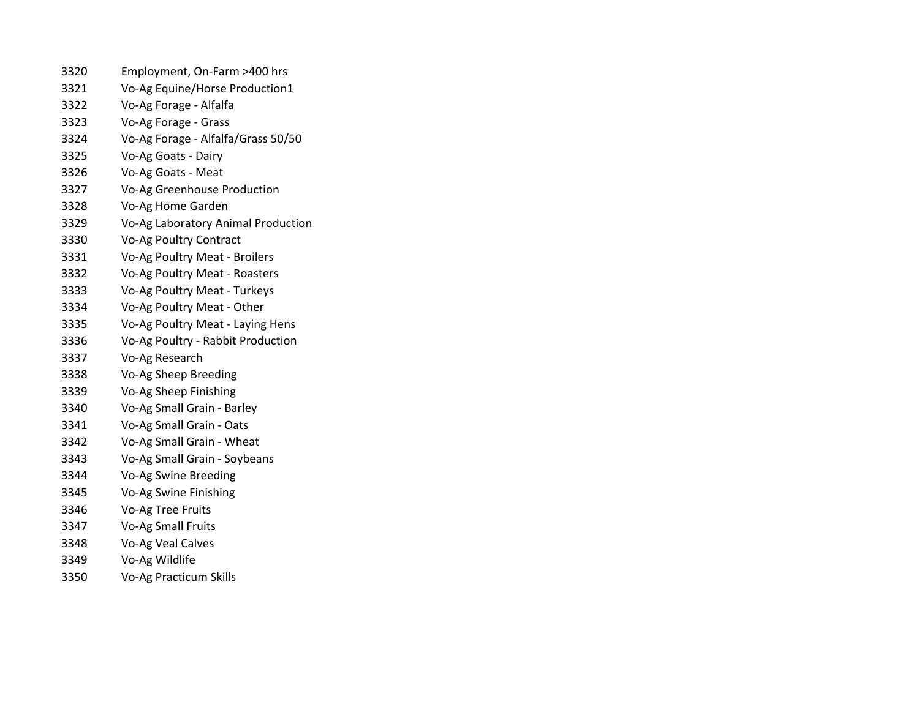| | |
|---|---|
| 3320 | Employment, On-Farm >400 hrs |
| 3321 | Vo-Ag Equine/Horse Production1 |
| 3322 | Vo-Ag Forage - Alfalfa |
| 3323 | Vo-Ag Forage - Grass |
| 3324 | Vo-Ag Forage - Alfalfa/Grass 50/50 |
| 3325 | Vo-Ag Goats - Dairy |
| 3326 | Vo-Ag Goats - Meat |
| 3327 | Vo-Ag Greenhouse Production |
| 3328 | Vo-Ag Home Garden |
| 3329 | Vo-Ag Laboratory Animal Production |
| 3330 | Vo-Ag Poultry Contract |
| 3331 | Vo-Ag Poultry Meat - Broilers |
| 3332 | Vo-Ag Poultry Meat - Roasters |
| 3333 | Vo-Ag Poultry Meat - Turkeys |
| 3334 | Vo-Ag Poultry Meat - Other |
| 3335 | Vo-Ag Poultry Meat - Laying Hens |
| 3336 | Vo-Ag Poultry - Rabbit Production |
| 3337 | Vo-Ag Research |
| 3338 | Vo-Ag Sheep Breeding |
| 3339 | Vo-Ag Sheep Finishing |
| 3340 | Vo-Ag Small Grain - Barley |
| 3341 | Vo-Ag Small Grain - Oats |
| 3342 | Vo-Ag Small Grain - Wheat |
| 3343 | Vo-Ag Small Grain - Soybeans |
| 3344 | Vo-Ag Swine Breeding |
| 3345 | Vo-Ag Swine Finishing |
| 3346 | Vo-Ag Tree Fruits |
| 3347 | Vo-Ag Small Fruits |
| 3348 | Vo-Ag Veal Calves |
| 3349 | Vo-Ag Wildlife |
| 3350 | Vo-Ag Practicum Skills |